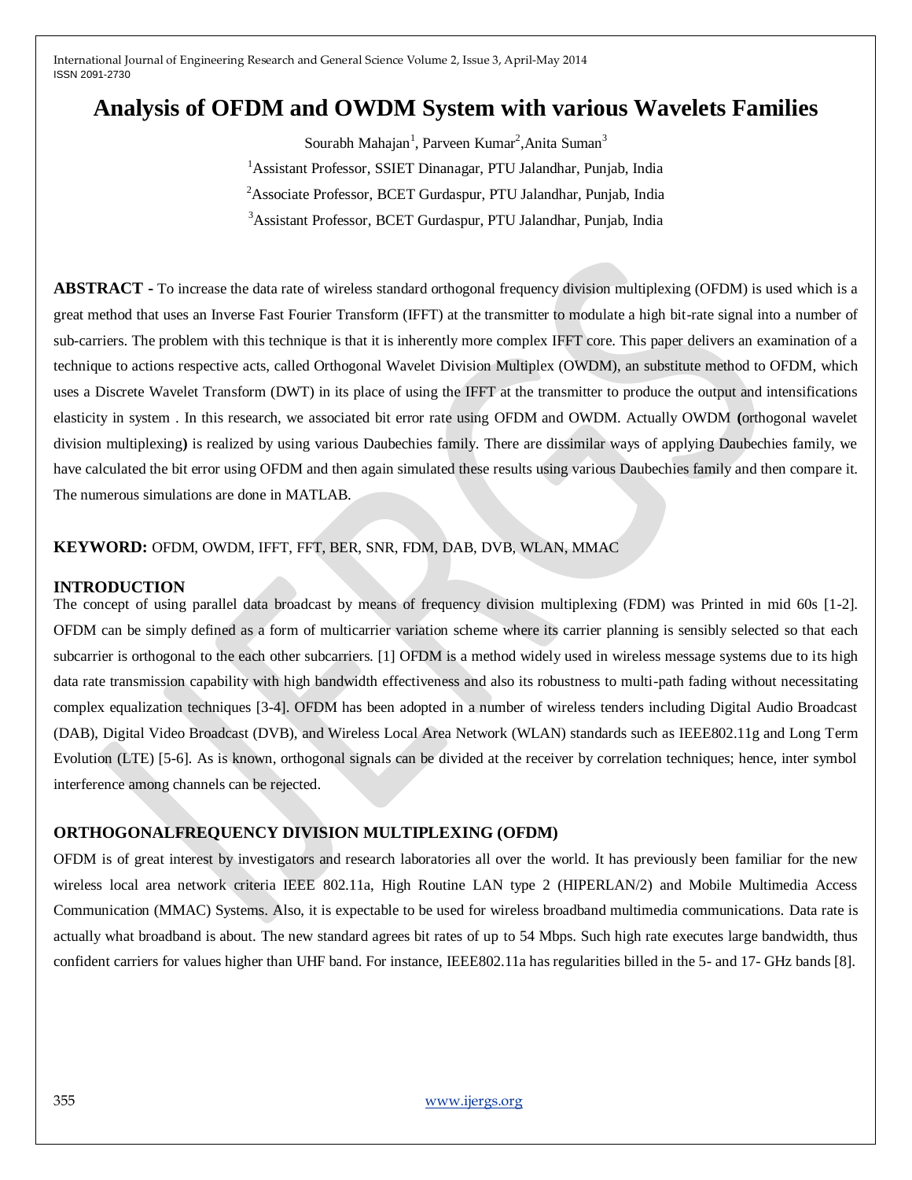# Analysis of OFDM and OWDM System with various Wavelets Families

Sourabh Mahajan[1], Parveen Kumar[2],Anita Suman[3]

[1]Assistant Professor, SSIET Dinanagar, PTU Jalandhar, Punjab, India

[2]Associate Professor, BCET Gurdaspur, PTU Jalandhar, Punjab, India

[3]Assistant Professor, BCET Gurdaspur, PTU Jalandhar, Punjab, India

**ABSTRACT -** To increase the data rate of wireless standard orthogonal frequency division multiplexing (OFDM) is used which is a great method that uses an Inverse Fast Fourier Transform (IFFT) at the transmitter to modulate a high bit-rate signal into a number of sub-carriers. The problem with this technique is that it is inherently more complex IFFT core. This paper delivers an examination of a technique to actions respective acts, called Orthogonal Wavelet Division Multiplex (OWDM), an substitute method to OFDM, which uses a Discrete Wavelet Transform (DWT) in its place of using the IFFT at the transmitter to produce the output and intensifications elasticity in system . In this research, we associated bit error rate using OFDM and OWDM. Actually OWDM **(**orthogonal wavelet division multiplexing**)** is realized by using various Daubechies family. There are dissimilar ways of applying Daubechies family, we have calculated the bit error using OFDM and then again simulated these results using various Daubechies family and then compare it. The numerous simulations are done in MATLAB.

**KEYWORD:** OFDM, OWDM, IFFT, FFT, BER, SNR, FDM, DAB, DVB, WLAN, MMAC

## INTRODUCTION

The concept of using parallel data broadcast by means of frequency division multiplexing (FDM) was Printed in mid 60s [1-2]. OFDM can be simply defined as a form of multicarrier variation scheme where its carrier planning is sensibly selected so that each subcarrier is orthogonal to the each other subcarriers. [1] OFDM is a method widely used in wireless message systems due to its high data rate transmission capability with high bandwidth effectiveness and also its robustness to multi-path fading without necessitating complex equalization techniques [3-4]. OFDM has been adopted in a number of wireless tenders including Digital Audio Broadcast (DAB), Digital Video Broadcast (DVB), and Wireless Local Area Network (WLAN) standards such as IEEE802.11g and Long Term Evolution (LTE) [5-6]. As is known, orthogonal signals can be divided at the receiver by correlation techniques; hence, inter symbol interference among channels can be rejected.

## ORTHOGONALFREQUENCY DIVISION MULTIPLEXING (OFDM)

OFDM is of great interest by investigators and research laboratories all over the world. It has previously been familiar for the new wireless local area network criteria IEEE 802.11a, High Routine LAN type 2 (HIPERLAN/2) and Mobile Multimedia Access Communication (MMAC) Systems. Also, it is expectable to be used for wireless broadband multimedia communications. Data rate is actually what broadband is about. The new standard agrees bit rates of up to 54 Mbps. Such high rate executes large bandwidth, thus confident carriers for values higher than UHF band. For instance, IEEE802.11a has regularities billed in the 5- and 17- GHz bands [8].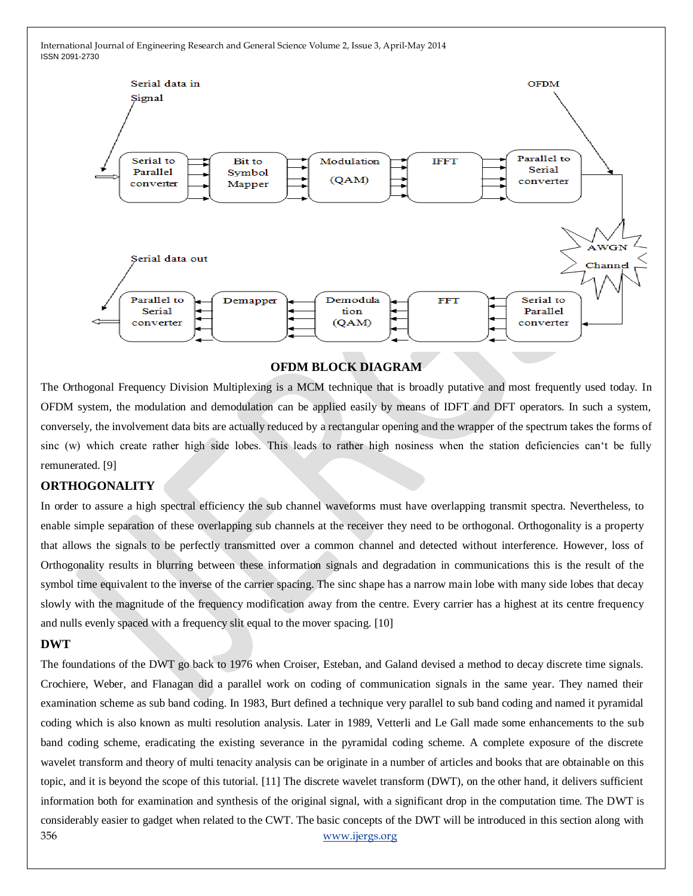**OFDM BLOCK DIAGRAM**

The Orthogonal Frequency Division Multiplexing is a MCM technique that is broadly putative and most frequently used today. In OFDM system, the modulation and demodulation can be applied easily by means of IDFT and DFT operators. In such a system, conversely, the involvement data bits are actually reduced by a rectangular opening and the wrapper of the spectrum takes the forms of sinc (w) which create rather high side lobes. This leads to rather high nosiness when the station deficiencies can't be fully remunerated. [9]

## ORTHOGONALITY

In order to assure a high spectral efficiency the sub channel waveforms must have overlapping transmit spectra. Nevertheless, to enable simple separation of these overlapping sub channels at the receiver they need to be orthogonal. Orthogonality is a property that allows the signals to be perfectly transmitted over a common channel and detected without interference. However, loss of Orthogonality results in blurring between these information signals and degradation in communications this is the result of the symbol time equivalent to the inverse of the carrier spacing. The sinc shape has a narrow main lobe with many side lobes that decay slowly with the magnitude of the frequency modification away from the centre. Every carrier has a highest at its centre frequency and nulls evenly spaced with a frequency slit equal to the mover spacing. [10]

## DWT

The foundations of the DWT go back to 1976 when Croiser, Esteban, and Galand devised a method to decay discrete time signals. Crochiere, Weber, and Flanagan did a parallel work on coding of communication signals in the same year. They named their examination scheme as sub band coding. In 1983, Burt defined a technique very parallel to sub band coding and named it pyramidal coding which is also known as multi resolution analysis. Later in 1989, Vetterli and Le Gall made some enhancements to the sub band coding scheme, eradicating the existing severance in the pyramidal coding scheme. A complete exposure of the discrete wavelet transform and theory of multi tenacity analysis can be originate in a number of articles and books that are obtainable on this topic, and it is beyond the scope of this tutorial. [11] The discrete wavelet transform (DWT), on the other hand, it delivers sufficient information both for examination and synthesis of the original signal, with a significant drop in the computation time. The DWT is considerably easier to gadget when related to the CWT. The basic concepts of the DWT will be introduced in this section along with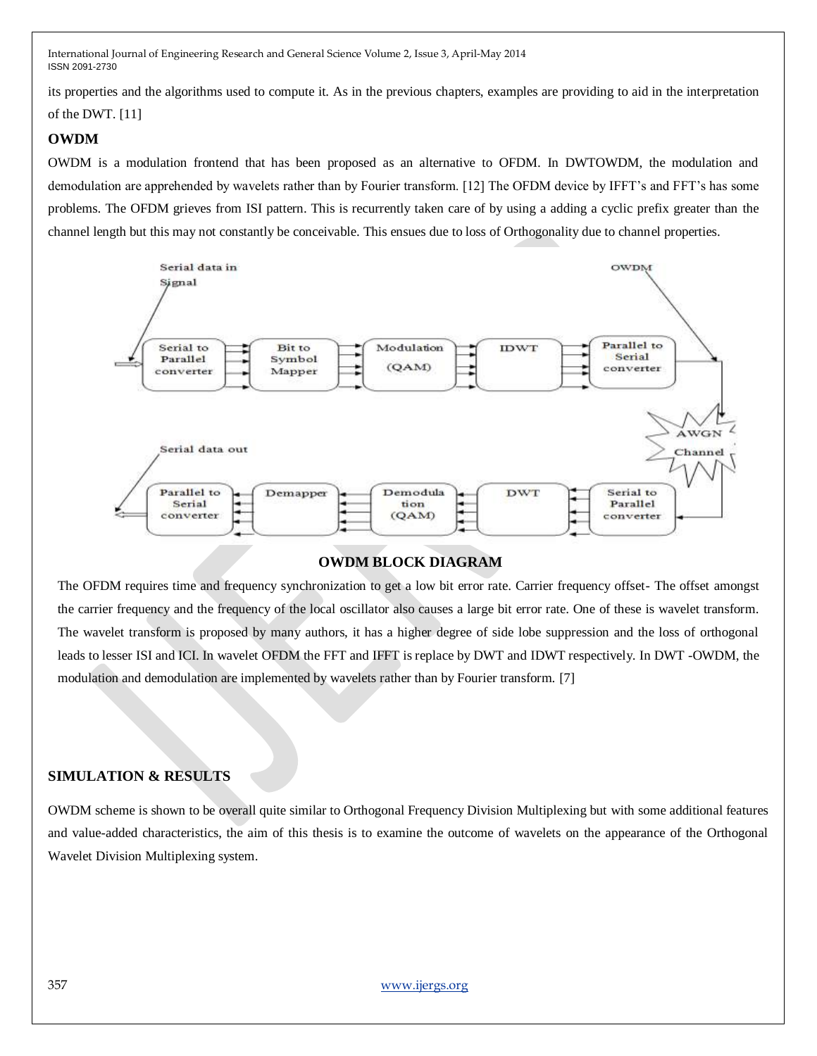its properties and the algorithms used to compute it. As in the previous chapters, examples are providing to aid in the interpretation of the DWT. [11]

## OWDM

OWDM is a modulation frontend that has been proposed as an alternative to OFDM. In DWTOWDM, the modulation and demodulation are apprehended by wavelets rather than by Fourier transform. [12] The OFDM device by IFFT's and FFT's has some problems. The OFDM grieves from ISI pattern. This is recurrently taken care of by using a adding a cyclic prefix greater than the channel length but this may not constantly be conceivable. This ensues due to loss of Orthogonality due to channel properties.

**OWDM BLOCK DIAGRAM**

The OFDM requires time and frequency synchronization to get a low bit error rate. Carrier frequency offset- The offset amongst the carrier frequency and the frequency of the local oscillator also causes a large bit error rate. One of these is wavelet transform. The wavelet transform is proposed by many authors, it has a higher degree of side lobe suppression and the loss of orthogonal leads to lesser ISI and ICI. In wavelet OFDM the FFT and IFFT is replace by DWT and IDWT respectively. In DWT -OWDM, the modulation and demodulation are implemented by wavelets rather than by Fourier transform. [7]

## SIMULATION & RESULTS

OWDM scheme is shown to be overall quite similar to Orthogonal Frequency Division Multiplexing but with some additional features and value-added characteristics, the aim of this thesis is to examine the outcome of wavelets on the appearance of the Orthogonal Wavelet Division Multiplexing system.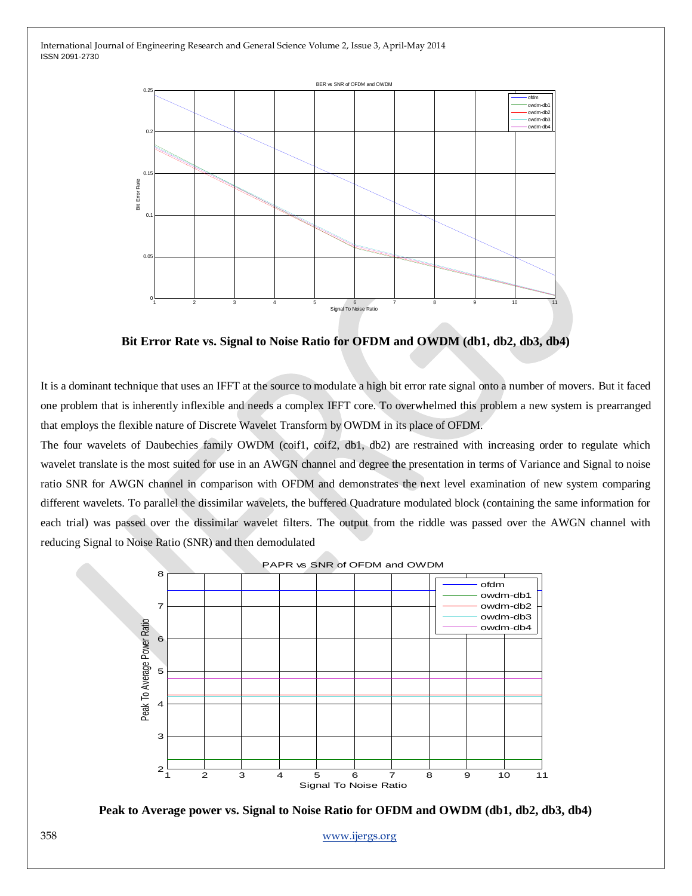**Bit Error Rate vs. Signal to Noise Ratio for OFDM and OWDM (db1, db2, db3, db4)**

It is a dominant technique that uses an IFFT at the source to modulate a high bit error rate signal onto a number of movers. But it faced one problem that is inherently inflexible and needs a complex IFFT core. To overwhelmed this problem a new system is prearranged that employs the flexible nature of Discrete Wavelet Transform by OWDM in its place of OFDM.

The four wavelets of Daubechies family OWDM (coif1, coif2, db1, db2) are restrained with increasing order to regulate which wavelet translate is the most suited for use in an AWGN channel and degree the presentation in terms of Variance and Signal to noise ratio SNR for AWGN channel in comparison with OFDM and demonstrates the next level examination of new system comparing different wavelets. To parallel the dissimilar wavelets, the buffered Quadrature modulated block (containing the same information for each trial) was passed over the dissimilar wavelet filters. The output from the riddle was passed over the AWGN channel with reducing Signal to Noise Ratio (SNR) and then demodulated

**Peak to Average power vs. Signal to Noise Ratio for OFDM and OWDM (db1, db2, db3, db4)**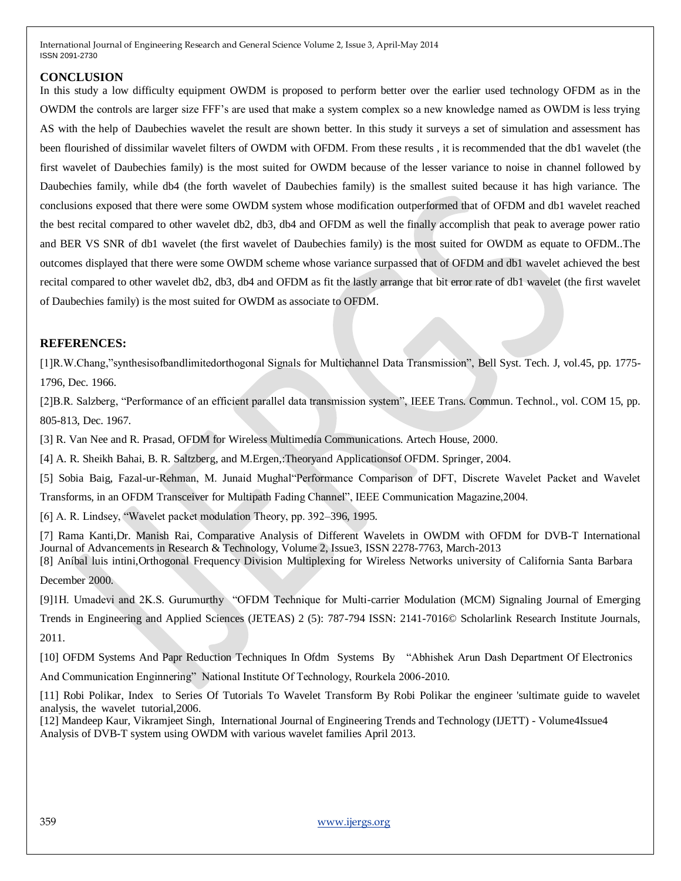## CONCLUSION

In this study a low difficulty equipment OWDM is proposed to perform better over the earlier used technology OFDM as in the OWDM the controls are larger size FFF's are used that make a system complex so a new knowledge named as OWDM is less trying AS with the help of Daubechies wavelet the result are shown better. In this study it surveys a set of simulation and assessment has been flourished of dissimilar wavelet filters of OWDM with OFDM. From these results , it is recommended that the db1 wavelet (the first wavelet of Daubechies family) is the most suited for OWDM because of the lesser variance to noise in channel followed by Daubechies family, while db4 (the forth wavelet of Daubechies family) is the smallest suited because it has high variance. The conclusions exposed that there were some OWDM system whose modification outperformed that of OFDM and db1 wavelet reached the best recital compared to other wavelet db2, db3, db4 and OFDM as well the finally accomplish that peak to average power ratio and BER VS SNR of db1 wavelet (the first wavelet of Daubechies family) is the most suited for OWDM as equate to OFDM..The outcomes displayed that there were some OWDM scheme whose variance surpassed that of OFDM and db1 wavelet achieved the best recital compared to other wavelet db2, db3, db4 and OFDM as fit the lastly arrange that bit error rate of db1 wavelet (the first wavelet of Daubechies family) is the most suited for OWDM as associate to OFDM.

## REFERENCES:

[1]R.W.Chang,"synthesisofbandlimitedorthogonal Signals for Multichannel Data Transmission", Bell Syst. Tech. J, vol.45, pp. 1775-1796, Dec. 1966.

[2]B.R. Salzberg, "Performance of an efficient parallel data transmission system", IEEE Trans. Commun. Technol., vol. COM 15, pp. 805-813, Dec. 1967.

[3] R. Van Nee and R. Prasad, OFDM for Wireless Multimedia Communications. Artech House, 2000.

[4] A. R. Sheikh Bahai, B. R. Saltzberg, and M.Ergen,:Theoryand Applicationsof OFDM. Springer, 2004.

[5] Sobia Baig, Fazal-ur-Rehman, M. Junaid Mughal"Performance Comparison of DFT, Discrete Wavelet Packet and Wavelet Transforms, in an OFDM Transceiver for Multipath Fading Channel", IEEE Communication Magazine,2004.

[6] A. R. Lindsey, "Wavelet packet modulation Theory, pp. 392–396, 1995.

[7] Rama Kanti,Dr. Manish Rai, Comparative Analysis of Different Wavelets in OWDM with OFDM for DVB-T International Journal of Advancements in Research & Technology, Volume 2, Issue3, ISSN 2278-7763, March-2013

[8] Aníbal luis intini,Orthogonal Frequency Division Multiplexing for Wireless Networks university of California Santa Barbara December 2000.

[9]1H. Umadevi and 2K.S. Gurumurthy "OFDM Technique for Multi-carrier Modulation (MCM) Signaling Journal of Emerging Trends in Engineering and Applied Sciences (JETEAS) 2 (5): 787-794 ISSN: 2141-7016© Scholarlink Research Institute Journals, 2011.

[10] OFDM Systems And Papr Reduction Techniques In Ofdm Systems By "Abhishek Arun Dash Department Of Electronics And Communication Enginnering" National Institute Of Technology, Rourkela 2006-2010.

[11] Robi Polikar, Index to Series Of Tutorials To Wavelet Transform By Robi Polikar the engineer 'sultimate guide to wavelet analysis, the wavelet tutorial,2006.

[12] Mandeep Kaur, Vikramjeet Singh, International Journal of Engineering Trends and Technology (IJETT) - Volume4Issue4 Analysis of DVB-T system using OWDM with various wavelet families April 2013.